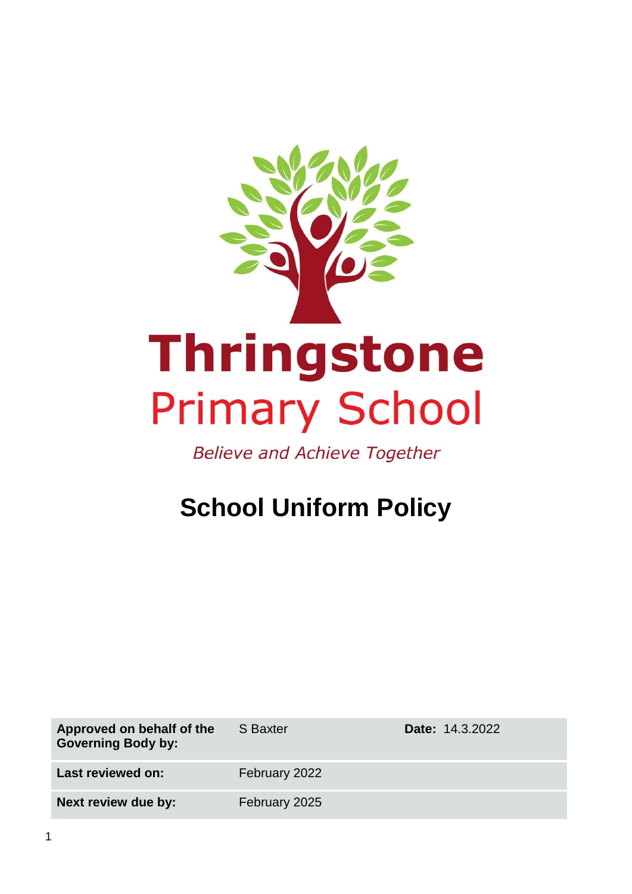# Thringstone

## Primary School

*Believe and Achieve Together*

# School Uniform Policy

| | | |
|---|---|---|
| **Approved on behalf of the Governing Body by:** | S Baxter | **Date:** 14.3.2022 |
| **Last reviewed on:** | February 2022 | |
| **Next review due by:** | February 2025 | |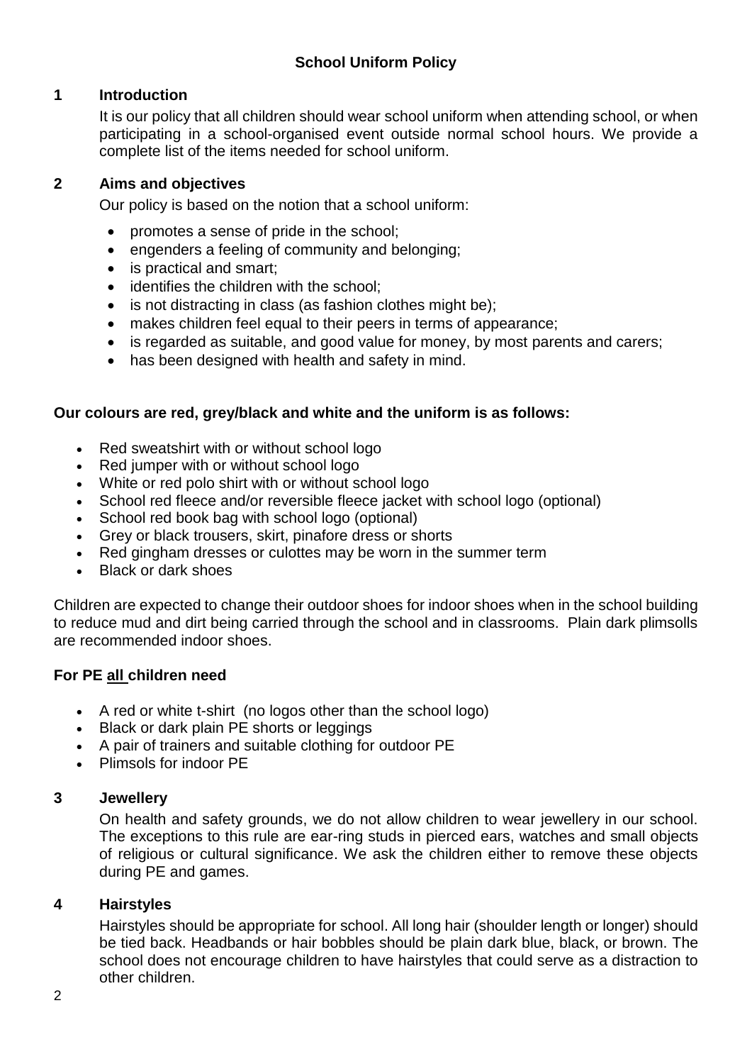# School Uniform Policy

## 1 Introduction

It is our policy that all children should wear school uniform when attending school, or when participating in a school-organised event outside normal school hours. We provide a complete list of the items needed for school uniform.

## 2 Aims and objectives

Our policy is based on the notion that a school uniform:

- promotes a sense of pride in the school;
- engenders a feeling of community and belonging;
- is practical and smart;
- identifies the children with the school;
- is not distracting in class (as fashion clothes might be);
- makes children feel equal to their peers in terms of appearance;
- is regarded as suitable, and good value for money, by most parents and carers;
- has been designed with health and safety in mind.

**Our colours are red, grey/black and white and the uniform is as follows:**

- Red sweatshirt with or without school logo
- Red jumper with or without school logo
- White or red polo shirt with or without school logo
- School red fleece and/or reversible fleece jacket with school logo (optional)
- School red book bag with school logo (optional)
- Grey or black trousers, skirt, pinafore dress or shorts
- Red gingham dresses or culottes may be worn in the summer term
- Black or dark shoes

Children are expected to change their outdoor shoes for indoor shoes when in the school building to reduce mud and dirt being carried through the school and in classrooms. Plain dark plimsolls are recommended indoor shoes.

**For PE <u>all</u> children need**

- A red or white t-shirt (no logos other than the school logo)
- Black or dark plain PE shorts or leggings
- A pair of trainers and suitable clothing for outdoor PE
- Plimsols for indoor PE

## 3 Jewellery

On health and safety grounds, we do not allow children to wear jewellery in our school. The exceptions to this rule are ear-ring studs in pierced ears, watches and small objects of religious or cultural significance. We ask the children either to remove these objects during PE and games.

## 4 Hairstyles

Hairstyles should be appropriate for school. All long hair (shoulder length or longer) should be tied back. Headbands or hair bobbles should be plain dark blue, black, or brown. The school does not encourage children to have hairstyles that could serve as a distraction to other children.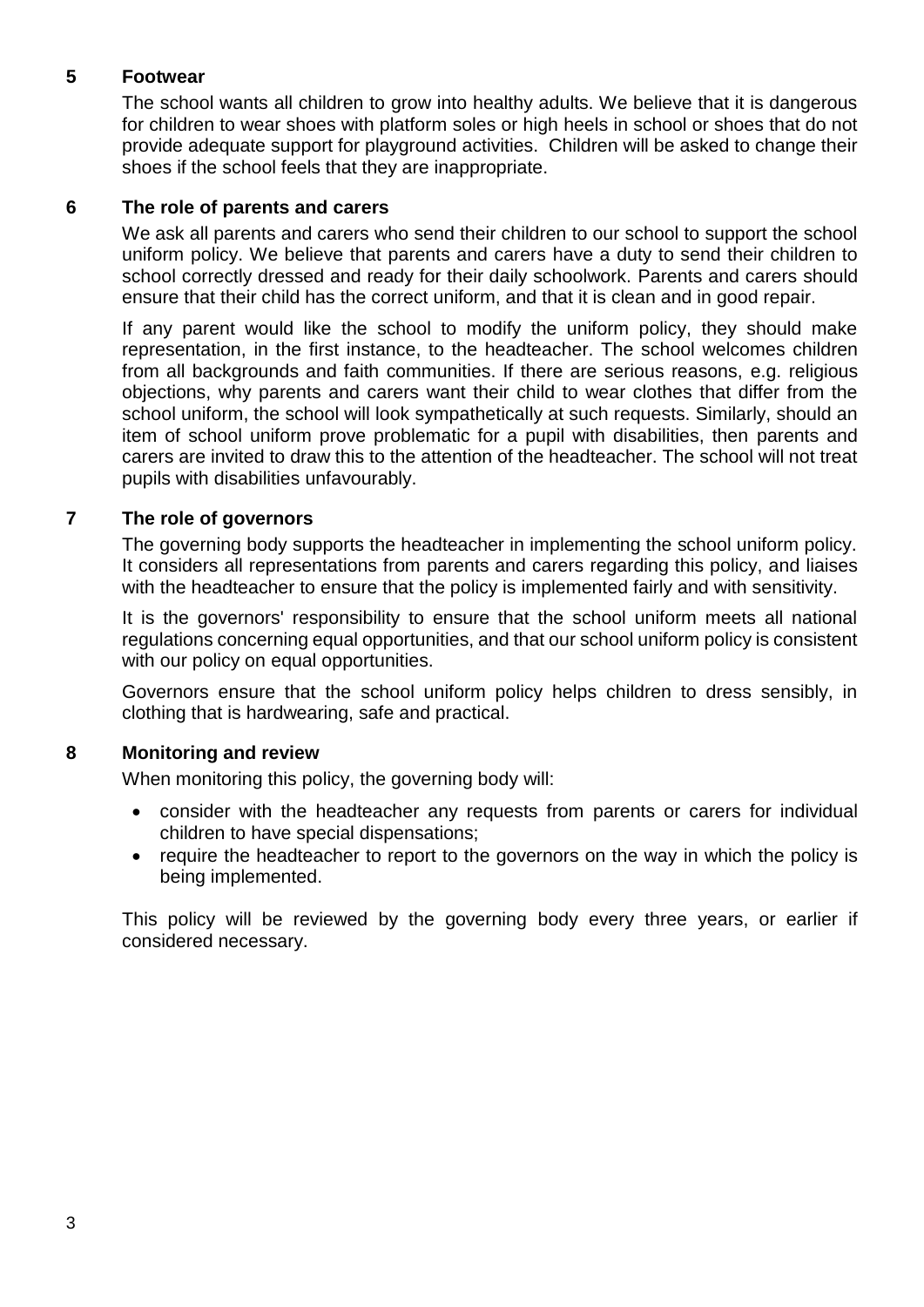## 5 Footwear

The school wants all children to grow into healthy adults. We believe that it is dangerous for children to wear shoes with platform soles or high heels in school or shoes that do not provide adequate support for playground activities. Children will be asked to change their shoes if the school feels that they are inappropriate.

## 6 The role of parents and carers

We ask all parents and carers who send their children to our school to support the school uniform policy. We believe that parents and carers have a duty to send their children to school correctly dressed and ready for their daily schoolwork. Parents and carers should ensure that their child has the correct uniform, and that it is clean and in good repair.

If any parent would like the school to modify the uniform policy, they should make representation, in the first instance, to the headteacher. The school welcomes children from all backgrounds and faith communities. If there are serious reasons, e.g. religious objections, why parents and carers want their child to wear clothes that differ from the school uniform, the school will look sympathetically at such requests. Similarly, should an item of school uniform prove problematic for a pupil with disabilities, then parents and carers are invited to draw this to the attention of the headteacher. The school will not treat pupils with disabilities unfavourably.

## 7 The role of governors

The governing body supports the headteacher in implementing the school uniform policy. It considers all representations from parents and carers regarding this policy, and liaises with the headteacher to ensure that the policy is implemented fairly and with sensitivity.

It is the governors' responsibility to ensure that the school uniform meets all national regulations concerning equal opportunities, and that our school uniform policy is consistent with our policy on equal opportunities.

Governors ensure that the school uniform policy helps children to dress sensibly, in clothing that is hardwearing, safe and practical.

## 8 Monitoring and review

When monitoring this policy, the governing body will:

- consider with the headteacher any requests from parents or carers for individual children to have special dispensations;
- require the headteacher to report to the governors on the way in which the policy is being implemented.

This policy will be reviewed by the governing body every three years, or earlier if considered necessary.